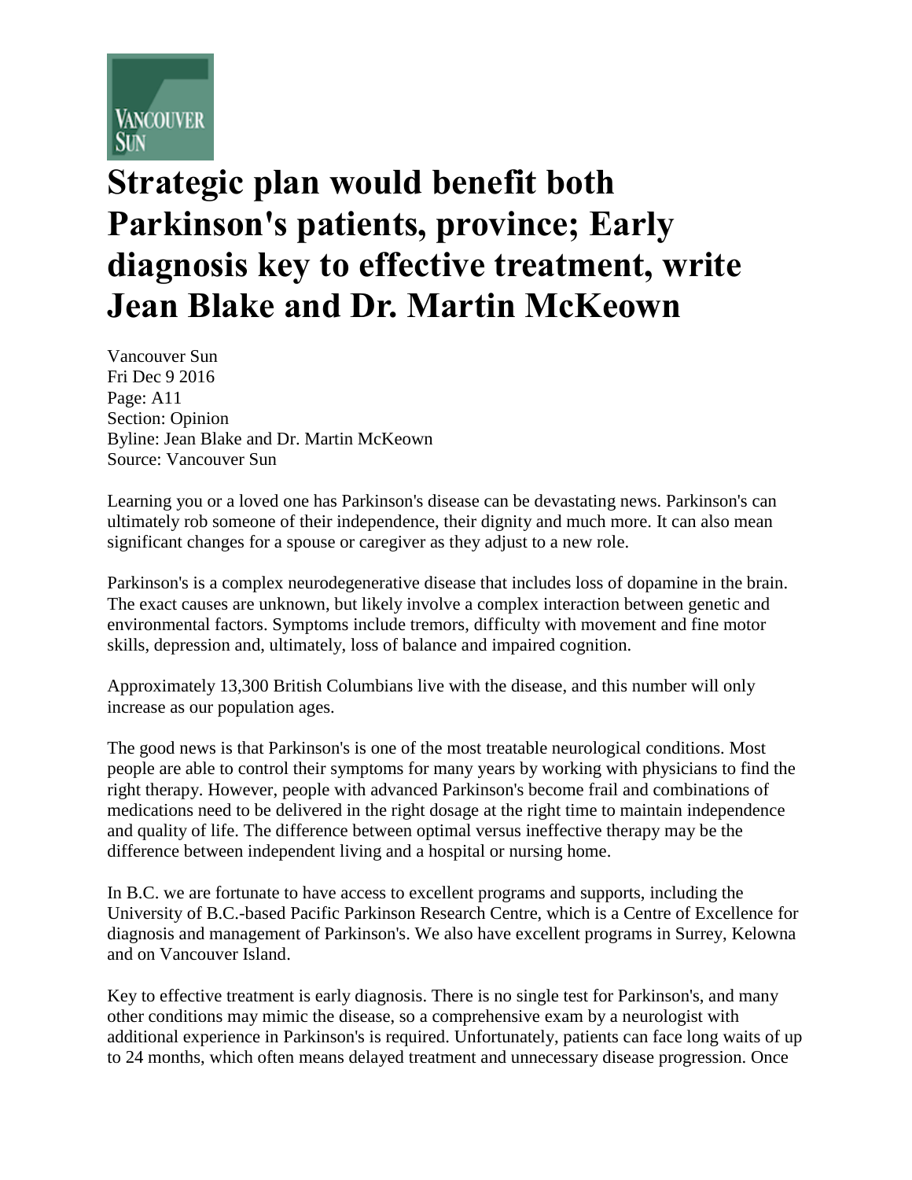# Strategic plan would benefit both Parkinson's patients, province; Early diagnosis key to effective treatment, write Jean Blake and Dr. Martin McKeown

Vancouver Sun
Fri Dec 9 2016
Page: A11
Section: Opinion
Byline: Jean Blake and Dr. Martin McKeown
Source: Vancouver Sun

Learning you or a loved one has Parkinson's disease can be devastating news. Parkinson's can ultimately rob someone of their independence, their dignity and much more. It can also mean significant changes for a spouse or caregiver as they adjust to a new role.

Parkinson's is a complex neurodegenerative disease that includes loss of dopamine in the brain. The exact causes are unknown, but likely involve a complex interaction between genetic and environmental factors. Symptoms include tremors, difficulty with movement and fine motor skills, depression and, ultimately, loss of balance and impaired cognition.

Approximately 13,300 British Columbians live with the disease, and this number will only increase as our population ages.

The good news is that Parkinson's is one of the most treatable neurological conditions. Most people are able to control their symptoms for many years by working with physicians to find the right therapy. However, people with advanced Parkinson's become frail and combinations of medications need to be delivered in the right dosage at the right time to maintain independence and quality of life. The difference between optimal versus ineffective therapy may be the difference between independent living and a hospital or nursing home.

In B.C. we are fortunate to have access to excellent programs and supports, including the University of B.C.-based Pacific Parkinson Research Centre, which is a Centre of Excellence for diagnosis and management of Parkinson's. We also have excellent programs in Surrey, Kelowna and on Vancouver Island.

Key to effective treatment is early diagnosis. There is no single test for Parkinson's, and many other conditions may mimic the disease, so a comprehensive exam by a neurologist with additional experience in Parkinson's is required. Unfortunately, patients can face long waits of up to 24 months, which often means delayed treatment and unnecessary disease progression. Once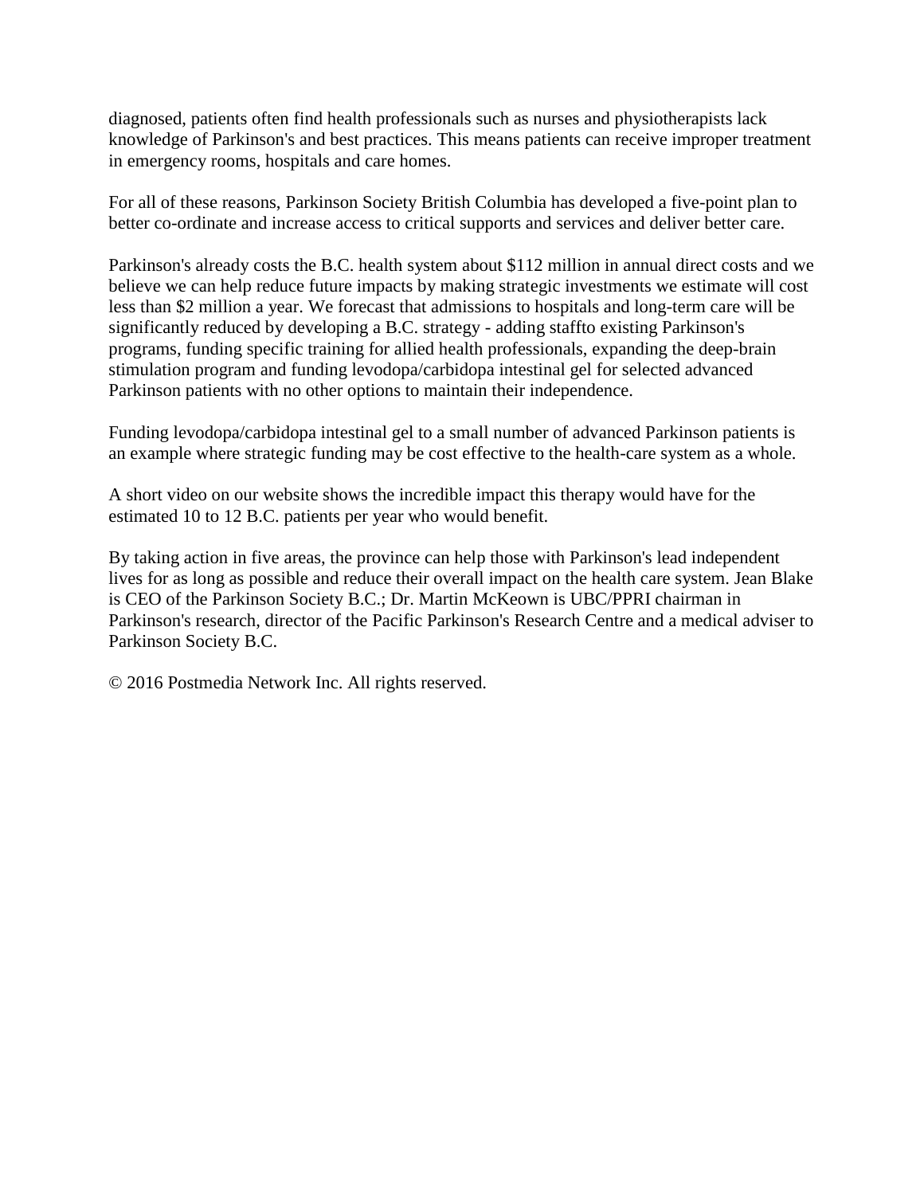diagnosed, patients often find health professionals such as nurses and physiotherapists lack knowledge of Parkinson's and best practices. This means patients can receive improper treatment in emergency rooms, hospitals and care homes.

For all of these reasons, Parkinson Society British Columbia has developed a five-point plan to better co-ordinate and increase access to critical supports and services and deliver better care.

Parkinson's already costs the B.C. health system about $112 million in annual direct costs and we believe we can help reduce future impacts by making strategic investments we estimate will cost less than $2 million a year. We forecast that admissions to hospitals and long-term care will be significantly reduced by developing a B.C. strategy - adding staffto existing Parkinson's programs, funding specific training for allied health professionals, expanding the deep-brain stimulation program and funding levodopa/carbidopa intestinal gel for selected advanced Parkinson patients with no other options to maintain their independence.

Funding levodopa/carbidopa intestinal gel to a small number of advanced Parkinson patients is an example where strategic funding may be cost effective to the health-care system as a whole.

A short video on our website shows the incredible impact this therapy would have for the estimated 10 to 12 B.C. patients per year who would benefit.

By taking action in five areas, the province can help those with Parkinson's lead independent lives for as long as possible and reduce their overall impact on the health care system. Jean Blake is CEO of the Parkinson Society B.C.; Dr. Martin McKeown is UBC/PPRI chairman in Parkinson's research, director of the Pacific Parkinson's Research Centre and a medical adviser to Parkinson Society B.C.

© 2016 Postmedia Network Inc. All rights reserved.